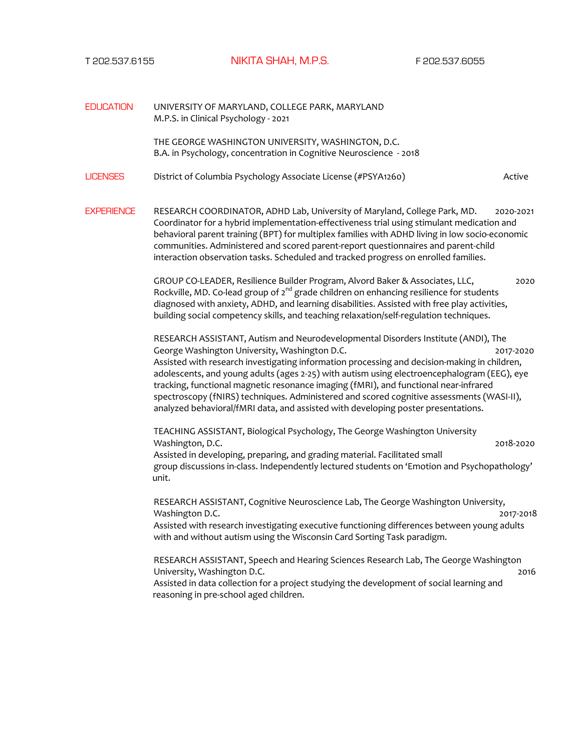T 202.537.6155 **NIKITA SHAH, M.P.S.** F 202.537.6055

## EDUCATION

UNIVERSITY OF MARYLAND, COLLEGE PARK, MARYLAND
M.P.S. in Clinical Psychology - 2021

THE GEORGE WASHINGTON UNIVERSITY, WASHINGTON, D.C.
B.A. in Psychology, concentration in Cognitive Neuroscience - 2018

## LICENSES

District of Columbia Psychology Associate License (#PSYA1260) Active

## EXPERIENCE

RESEARCH COORDINATOR, ADHD Lab, University of Maryland, College Park, MD. 2020-2021
Coordinator for a hybrid implementation-effectiveness trial using stimulant medication and behavioral parent training (BPT) for multiplex families with ADHD living in low socio-economic communities. Administered and scored parent-report questionnaires and parent-child interaction observation tasks. Scheduled and tracked progress on enrolled families.

GROUP CO-LEADER, Resilience Builder Program, Alvord Baker & Associates, LLC, Rockville, MD. 2020
Co-lead group of 2nd grade children on enhancing resilience for students diagnosed with anxiety, ADHD, and learning disabilities. Assisted with free play activities, building social competency skills, and teaching relaxation/self-regulation techniques.

RESEARCH ASSISTANT, Autism and Neurodevelopmental Disorders Institute (ANDI), The George Washington University, Washington D.C. 2017-2020
Assisted with research investigating information processing and decision-making in children, adolescents, and young adults (ages 2-25) with autism using electroencephalogram (EEG), eye tracking, functional magnetic resonance imaging (fMRI), and functional near-infrared spectroscopy (fNIRS) techniques. Administered and scored cognitive assessments (WASI-II), analyzed behavioral/fMRI data, and assisted with developing poster presentations.

TEACHING ASSISTANT, Biological Psychology, The George Washington University Washington, D.C. 2018-2020
Assisted in developing, preparing, and grading material. Facilitated small group discussions in-class. Independently lectured students on 'Emotion and Psychopathology' unit.

RESEARCH ASSISTANT, Cognitive Neuroscience Lab, The George Washington University, Washington D.C. 2017-2018
Assisted with research investigating executive functioning differences between young adults with and without autism using the Wisconsin Card Sorting Task paradigm.

RESEARCH ASSISTANT, Speech and Hearing Sciences Research Lab, The George Washington University, Washington D.C. 2016
Assisted in data collection for a project studying the development of social learning and reasoning in pre-school aged children.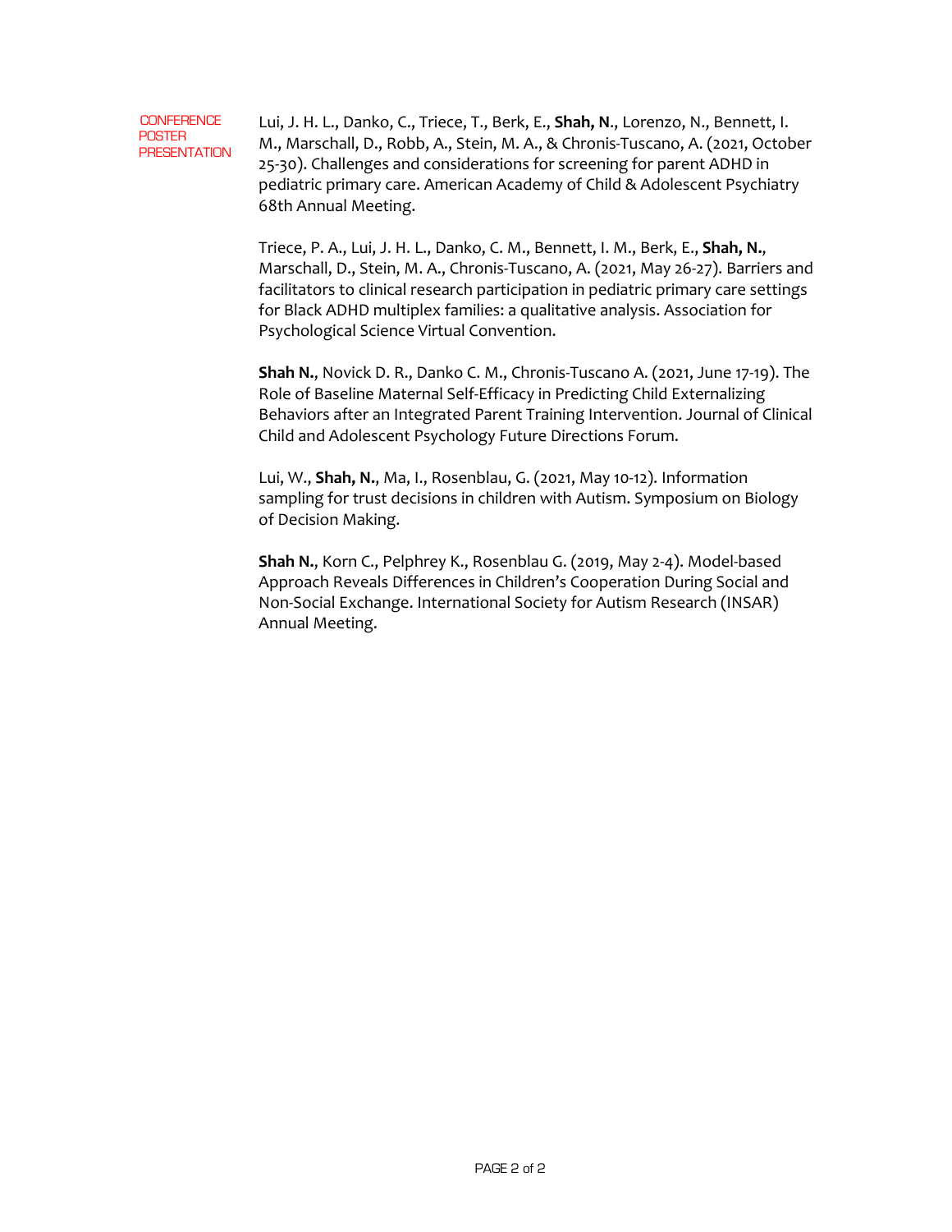## CONFERENCE POSTER PRESENTATION

Lui, J. H. L., Danko, C., Triece, T., Berk, E., **Shah, N.**, Lorenzo, N., Bennett, I. M., Marschall, D., Robb, A., Stein, M. A., & Chronis-Tuscano, A. (2021, October 25-30). Challenges and considerations for screening for parent ADHD in pediatric primary care. American Academy of Child & Adolescent Psychiatry 68th Annual Meeting.

Triece, P. A., Lui, J. H. L., Danko, C. M., Bennett, I. M., Berk, E., **Shah, N.**, Marschall, D., Stein, M. A., Chronis-Tuscano, A. (2021, May 26-27). Barriers and facilitators to clinical research participation in pediatric primary care settings for Black ADHD multiplex families: a qualitative analysis. Association for Psychological Science Virtual Convention.

**Shah N.**, Novick D. R., Danko C. M., Chronis-Tuscano A. (2021, June 17-19). The Role of Baseline Maternal Self-Efficacy in Predicting Child Externalizing Behaviors after an Integrated Parent Training Intervention. Journal of Clinical Child and Adolescent Psychology Future Directions Forum.

Lui, W., **Shah, N.**, Ma, I., Rosenblau, G. (2021, May 10-12). Information sampling for trust decisions in children with Autism. Symposium on Biology of Decision Making.

**Shah N.**, Korn C., Pelphrey K., Rosenblau G. (2019, May 2-4). Model-based Approach Reveals Differences in Children's Cooperation During Social and Non-Social Exchange. International Society for Autism Research (INSAR) Annual Meeting.